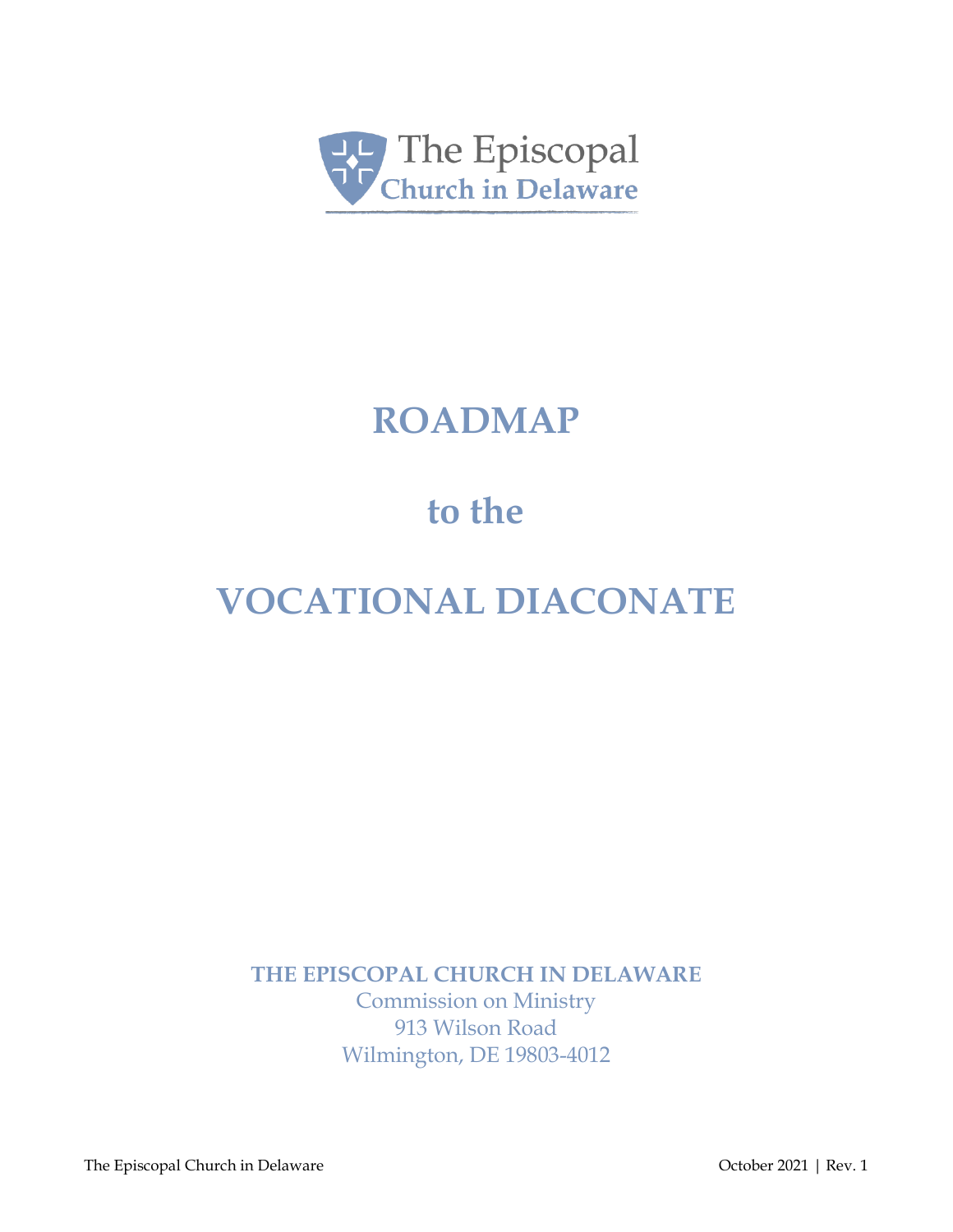The Episcopal Church in Delaware

# ROADMAP

# to the

# VOCATIONAL DIACONATE

**THE EPISCOPAL CHURCH IN DELAWARE**
Commission on Ministry
913 Wilson Road
Wilmington, DE 19803-4012

The Episcopal Church in Delaware — October 2021 | Rev. 1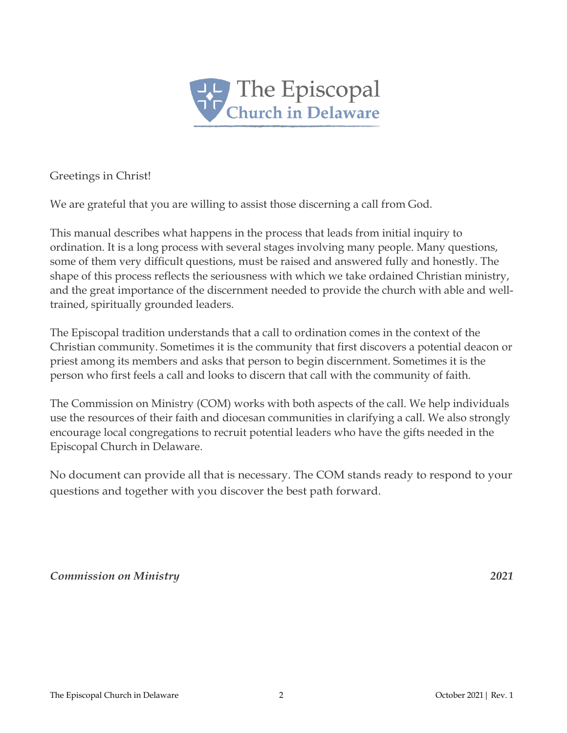The Episcopal Church in Delaware

Greetings in Christ!

We are grateful that you are willing to assist those discerning a call from God.

This manual describes what happens in the process that leads from initial inquiry to ordination. It is a long process with several stages involving many people. Many questions, some of them very difficult questions, must be raised and answered fully and honestly. The shape of this process reflects the seriousness with which we take ordained Christian ministry, and the great importance of the discernment needed to provide the church with able and well-trained, spiritually grounded leaders.

The Episcopal tradition understands that a call to ordination comes in the context of the Christian community. Sometimes it is the community that first discovers a potential deacon or priest among its members and asks that person to begin discernment. Sometimes it is the person who first feels a call and looks to discern that call with the community of faith.

The Commission on Ministry (COM) works with both aspects of the call. We help individuals use the resources of their faith and diocesan communities in clarifying a call. We also strongly encourage local congregations to recruit potential leaders who have the gifts needed in the Episcopal Church in Delaware.

No document can provide all that is necessary. The COM stands ready to respond to your questions and together with you discover the best path forward.

***Commission on Ministry*** ***2021***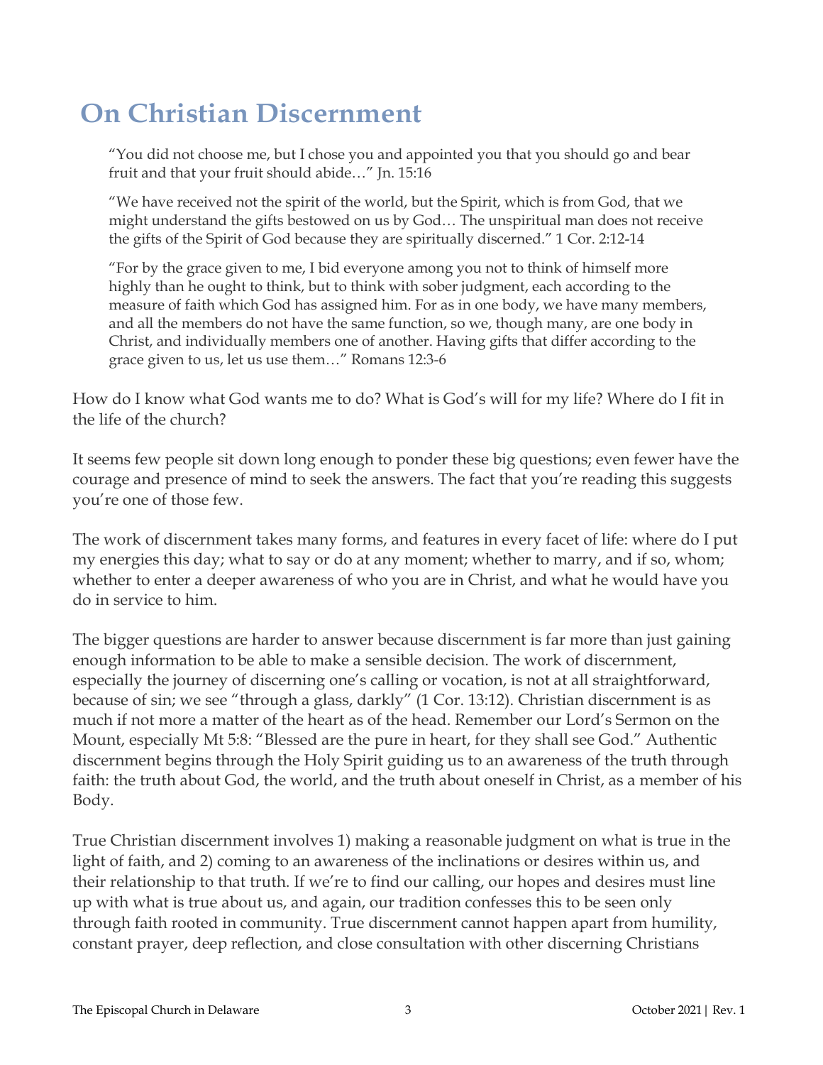# On Christian Discernment

> "You did not choose me, but I chose you and appointed you that you should go and bear fruit and that your fruit should abide…" Jn. 15:16
>
> "We have received not the spirit of the world, but the Spirit, which is from God, that we might understand the gifts bestowed on us by God… The unspiritual man does not receive the gifts of the Spirit of God because they are spiritually discerned." 1 Cor. 2:12-14
>
> "For by the grace given to me, I bid everyone among you not to think of himself more highly than he ought to think, but to think with sober judgment, each according to the measure of faith which God has assigned him. For as in one body, we have many members, and all the members do not have the same function, so we, though many, are one body in Christ, and individually members one of another. Having gifts that differ according to the grace given to us, let us use them…" Romans 12:3-6

How do I know what God wants me to do? What is God's will for my life? Where do I fit in the life of the church?

It seems few people sit down long enough to ponder these big questions; even fewer have the courage and presence of mind to seek the answers. The fact that you're reading this suggests you're one of those few.

The work of discernment takes many forms, and features in every facet of life: where do I put my energies this day; what to say or do at any moment; whether to marry, and if so, whom; whether to enter a deeper awareness of who you are in Christ, and what he would have you do in service to him.

The bigger questions are harder to answer because discernment is far more than just gaining enough information to be able to make a sensible decision. The work of discernment, especially the journey of discerning one's calling or vocation, is not at all straightforward, because of sin; we see "through a glass, darkly" (1 Cor. 13:12). Christian discernment is as much if not more a matter of the heart as of the head. Remember our Lord's Sermon on the Mount, especially Mt 5:8: "Blessed are the pure in heart, for they shall see God." Authentic discernment begins through the Holy Spirit guiding us to an awareness of the truth through faith: the truth about God, the world, and the truth about oneself in Christ, as a member of his Body.

True Christian discernment involves 1) making a reasonable judgment on what is true in the light of faith, and 2) coming to an awareness of the inclinations or desires within us, and their relationship to that truth. If we're to find our calling, our hopes and desires must line up with what is true about us, and again, our tradition confesses this to be seen only through faith rooted in community. True discernment cannot happen apart from humility, constant prayer, deep reflection, and close consultation with other discerning Christians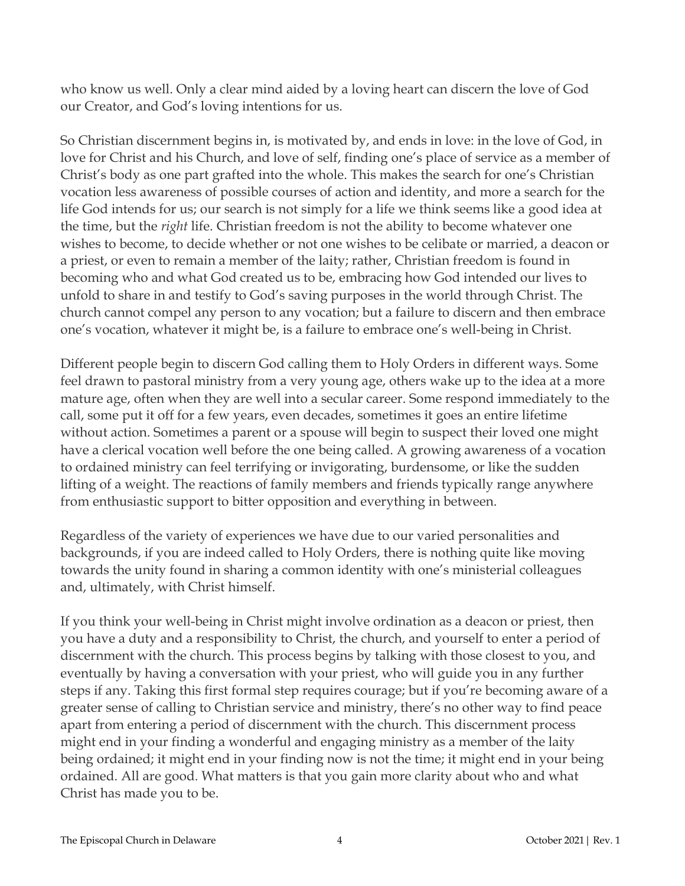who know us well. Only a clear mind aided by a loving heart can discern the love of God our Creator, and God's loving intentions for us.

So Christian discernment begins in, is motivated by, and ends in love: in the love of God, in love for Christ and his Church, and love of self, finding one's place of service as a member of Christ's body as one part grafted into the whole. This makes the search for one's Christian vocation less awareness of possible courses of action and identity, and more a search for the life God intends for us; our search is not simply for a life we think seems like a good idea at the time, but the *right* life. Christian freedom is not the ability to become whatever one wishes to become, to decide whether or not one wishes to be celibate or married, a deacon or a priest, or even to remain a member of the laity; rather, Christian freedom is found in becoming who and what God created us to be, embracing how God intended our lives to unfold to share in and testify to God's saving purposes in the world through Christ. The church cannot compel any person to any vocation; but a failure to discern and then embrace one's vocation, whatever it might be, is a failure to embrace one's well-being in Christ.

Different people begin to discern God calling them to Holy Orders in different ways. Some feel drawn to pastoral ministry from a very young age, others wake up to the idea at a more mature age, often when they are well into a secular career. Some respond immediately to the call, some put it off for a few years, even decades, sometimes it goes an entire lifetime without action. Sometimes a parent or a spouse will begin to suspect their loved one might have a clerical vocation well before the one being called. A growing awareness of a vocation to ordained ministry can feel terrifying or invigorating, burdensome, or like the sudden lifting of a weight. The reactions of family members and friends typically range anywhere from enthusiastic support to bitter opposition and everything in between.

Regardless of the variety of experiences we have due to our varied personalities and backgrounds, if you are indeed called to Holy Orders, there is nothing quite like moving towards the unity found in sharing a common identity with one's ministerial colleagues and, ultimately, with Christ himself.

If you think your well-being in Christ might involve ordination as a deacon or priest, then you have a duty and a responsibility to Christ, the church, and yourself to enter a period of discernment with the church. This process begins by talking with those closest to you, and eventually by having a conversation with your priest, who will guide you in any further steps if any. Taking this first formal step requires courage; but if you're becoming aware of a greater sense of calling to Christian service and ministry, there's no other way to find peace apart from entering a period of discernment with the church. This discernment process might end in your finding a wonderful and engaging ministry as a member of the laity being ordained; it might end in your finding now is not the time; it might end in your being ordained. All are good. What matters is that you gain more clarity about who and what Christ has made you to be.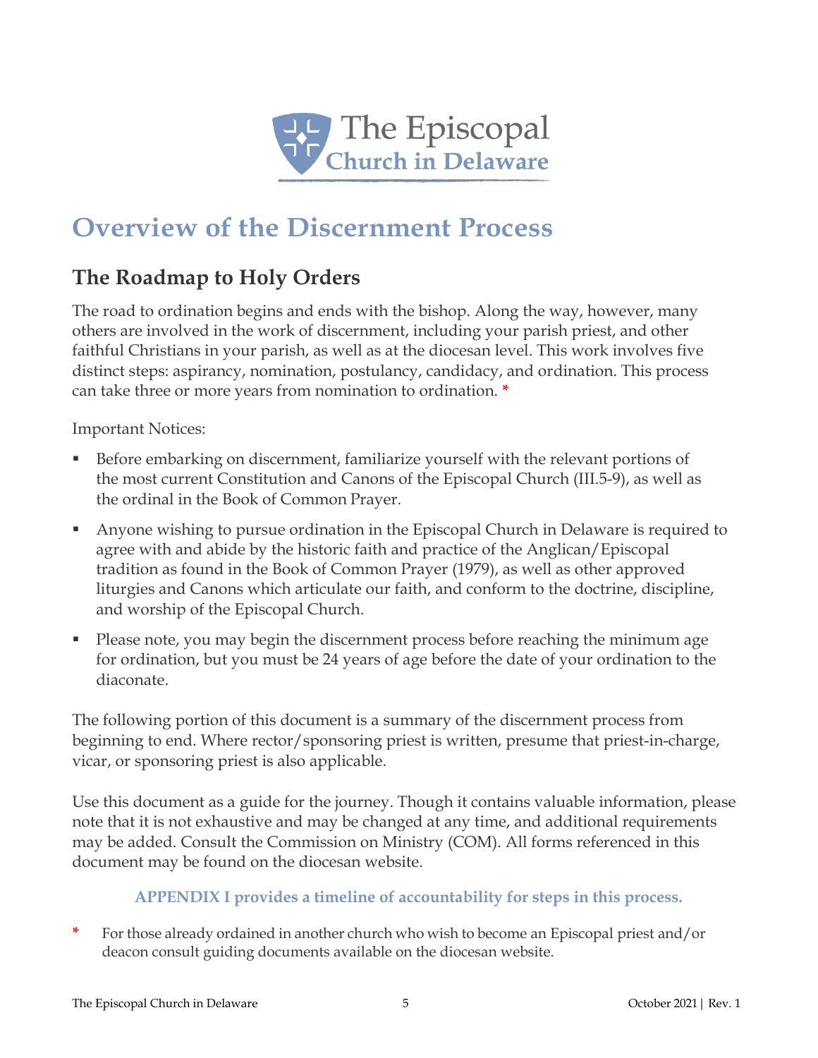The Episcopal Church in Delaware

# Overview of the Discernment Process

## The Roadmap to Holy Orders

The road to ordination begins and ends with the bishop. Along the way, however, many others are involved in the work of discernment, including your parish priest, and other faithful Christians in your parish, as well as at the diocesan level. This work involves five distinct steps: aspirancy, nomination, postulancy, candidacy, and ordination. This process can take three or more years from nomination to ordination. *

Important Notices:

- Before embarking on discernment, familiarize yourself with the relevant portions of the most current Constitution and Canons of the Episcopal Church (III.5-9), as well as the ordinal in the Book of Common Prayer.
- Anyone wishing to pursue ordination in the Episcopal Church in Delaware is required to agree with and abide by the historic faith and practice of the Anglican/Episcopal tradition as found in the Book of Common Prayer (1979), as well as other approved liturgies and Canons which articulate our faith, and conform to the doctrine, discipline, and worship of the Episcopal Church.
- Please note, you may begin the discernment process before reaching the minimum age for ordination, but you must be 24 years of age before the date of your ordination to the diaconate.

The following portion of this document is a summary of the discernment process from beginning to end. Where rector/sponsoring priest is written, presume that priest-in-charge, vicar, or sponsoring priest is also applicable.

Use this document as a guide for the journey. Though it contains valuable information, please note that it is not exhaustive and may be changed at any time, and additional requirements may be added. Consult the Commission on Ministry (COM). All forms referenced in this document may be found on the diocesan website.

**APPENDIX I provides a timeline of accountability for steps in this process.**

\* For those already ordained in another church who wish to become an Episcopal priest and/or deacon consult guiding documents available on the diocesan website.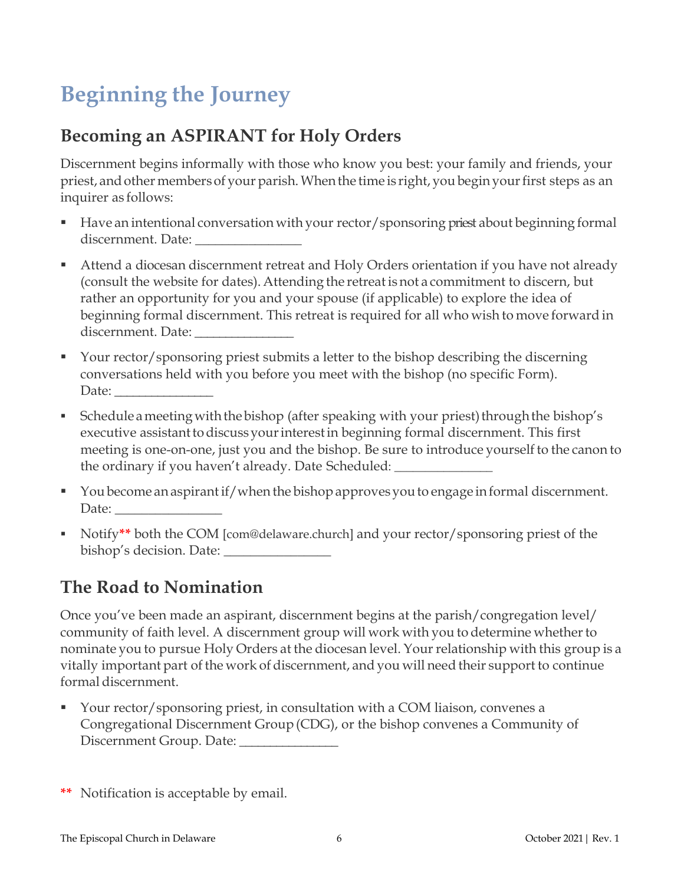# Beginning the Journey

## Becoming an ASPIRANT for Holy Orders

Discernment begins informally with those who know you best: your family and friends, your priest, and other members of your parish. When the time is right, you begin your first steps as an inquirer as follows:

- Have an intentional conversation with your rector/sponsoring priest about beginning formal discernment. Date: _______________
- Attend a diocesan discernment retreat and Holy Orders orientation if you have not already (consult the website for dates). Attending the retreat is not a commitment to discern, but rather an opportunity for you and your spouse (if applicable) to explore the idea of beginning formal discernment. This retreat is required for all who wish to move forward in discernment. Date: ______________
- Your rector/sponsoring priest submits a letter to the bishop describing the discerning conversations held with you before you meet with the bishop (no specific Form). Date: ______________
- Schedule a meeting with the bishop (after speaking with your priest) through the bishop's executive assistant to discuss your interest in beginning formal discernment. This first meeting is one-on-one, just you and the bishop. Be sure to introduce yourself to the canon to the ordinary if you haven't already. Date Scheduled: ______________
- You become an aspirant if/when the bishop approves you to engage in formal discernment. Date: _______________
- Notify** both the COM [com@delaware.church] and your rector/sponsoring priest of the bishop's decision. Date: _______________

## The Road to Nomination

Once you've been made an aspirant, discernment begins at the parish/congregation level/ community of faith level. A discernment group will work with you to determine whether to nominate you to pursue Holy Orders at the diocesan level. Your relationship with this group is a vitally important part of the work of discernment, and you will need their support to continue formal discernment.

- Your rector/sponsoring priest, in consultation with a COM liaison, convenes a Congregational Discernment Group (CDG), or the bishop convenes a Community of Discernment Group. Date: ______________

** Notification is acceptable by email.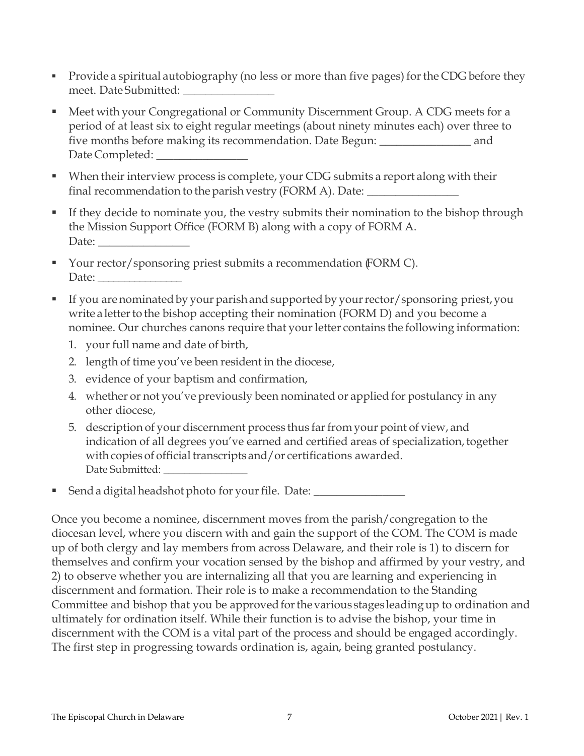- Provide a spiritual autobiography (no less or more than five pages) for the CDG before they meet. Date Submitted: ________________
- Meet with your Congregational or Community Discernment Group. A CDG meets for a period of at least six to eight regular meetings (about ninety minutes each) over three to five months before making its recommendation. Date Begun: ________________ and Date Completed: ________________
- When their interview process is complete, your CDG submits a report along with their final recommendation to the parish vestry (FORM A). Date: ________________
- If they decide to nominate you, the vestry submits their nomination to the bishop through the Mission Support Office (FORM B) along with a copy of FORM A. Date: ________________
- Your rector/sponsoring priest submits a recommendation (FORM C). Date: _______________
- If you are nominated by your parish and supported by your rector/sponsoring priest, you write a letter to the bishop accepting their nomination (FORM D) and you become a nominee. Our churches canons require that your letter contains the following information:
  1. your full name and date of birth,
  2. length of time you've been resident in the diocese,
  3. evidence of your baptism and confirmation,
  4. whether or not you've previously been nominated or applied for postulancy in any other diocese,
  5. description of your discernment process thus far from your point of view, and indication of all degrees you've earned and certified areas of specialization, together with copies of official transcripts and/or certifications awarded. Date Submitted: ________________
- Send a digital headshot photo for your file. Date: ________________

Once you become a nominee, discernment moves from the parish/congregation to the diocesan level, where you discern with and gain the support of the COM. The COM is made up of both clergy and lay members from across Delaware, and their role is 1) to discern for themselves and confirm your vocation sensed by the bishop and affirmed by your vestry, and 2) to observe whether you are internalizing all that you are learning and experiencing in discernment and formation. Their role is to make a recommendation to the Standing Committee and bishop that you be approved for the various stages leading up to ordination and ultimately for ordination itself. While their function is to advise the bishop, your time in discernment with the COM is a vital part of the process and should be engaged accordingly. The first step in progressing towards ordination is, again, being granted postulancy.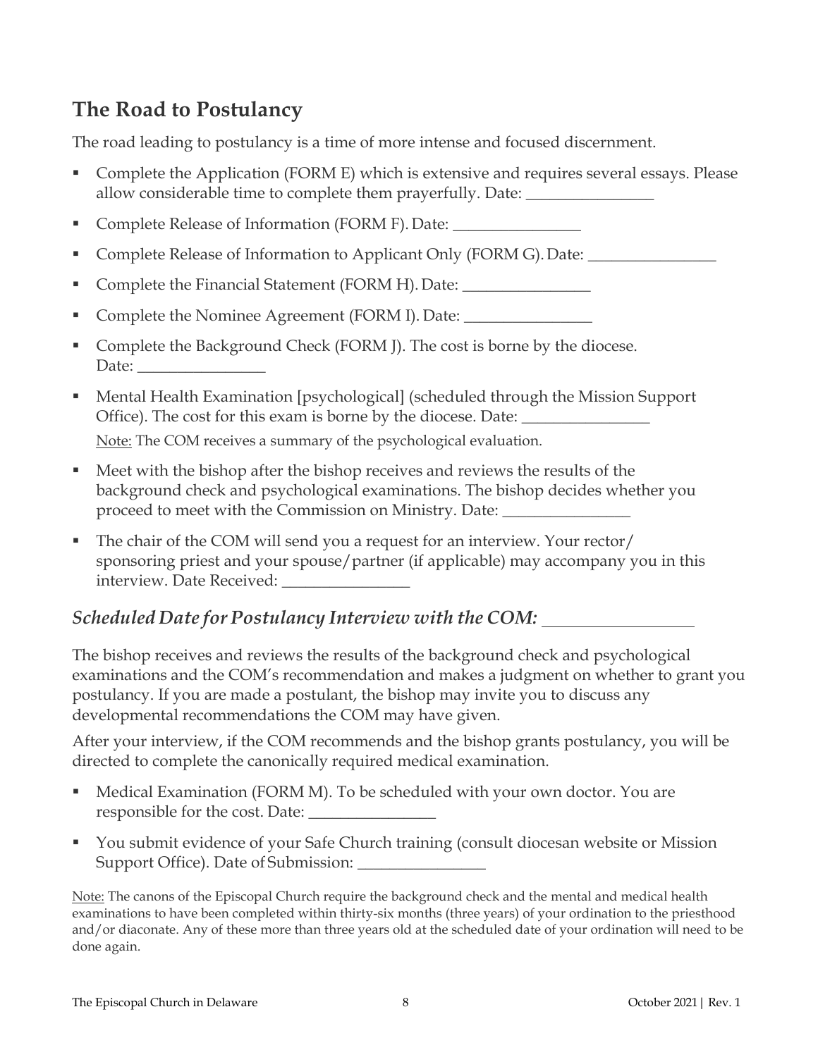## The Road to Postulancy

The road leading to postulancy is a time of more intense and focused discernment.

- Complete the Application (FORM E) which is extensive and requires several essays. Please allow considerable time to complete them prayerfully. Date: ________________
- Complete Release of Information (FORM F). Date: ________________
- Complete Release of Information to Applicant Only (FORM G). Date: ________________
- Complete the Financial Statement (FORM H). Date: ________________
- Complete the Nominee Agreement (FORM I). Date: ________________
- Complete the Background Check (FORM J). The cost is borne by the diocese. Date: ________________
- Mental Health Examination [psychological] (scheduled through the Mission Support Office). The cost for this exam is borne by the diocese. Date: ________________

  Note: The COM receives a summary of the psychological evaluation.
- Meet with the bishop after the bishop receives and reviews the results of the background check and psychological examinations. The bishop decides whether you proceed to meet with the Commission on Ministry. Date: ________________
- The chair of the COM will send you a request for an interview. Your rector/sponsoring priest and your spouse/partner (if applicable) may accompany you in this interview. Date Received: ________________

### *Scheduled Date for Postulancy Interview with the COM:* ________________

The bishop receives and reviews the results of the background check and psychological examinations and the COM's recommendation and makes a judgment on whether to grant you postulancy. If you are made a postulant, the bishop may invite you to discuss any developmental recommendations the COM may have given.

After your interview, if the COM recommends and the bishop grants postulancy, you will be directed to complete the canonically required medical examination.

- Medical Examination (FORM M). To be scheduled with your own doctor. You are responsible for the cost. Date: ________________
- You submit evidence of your Safe Church training (consult diocesan website or Mission Support Office). Date of Submission: ________________

Note: The canons of the Episcopal Church require the background check and the mental and medical health examinations to have been completed within thirty-six months (three years) of your ordination to the priesthood and/or diaconate. Any of these more than three years old at the scheduled date of your ordination will need to be done again.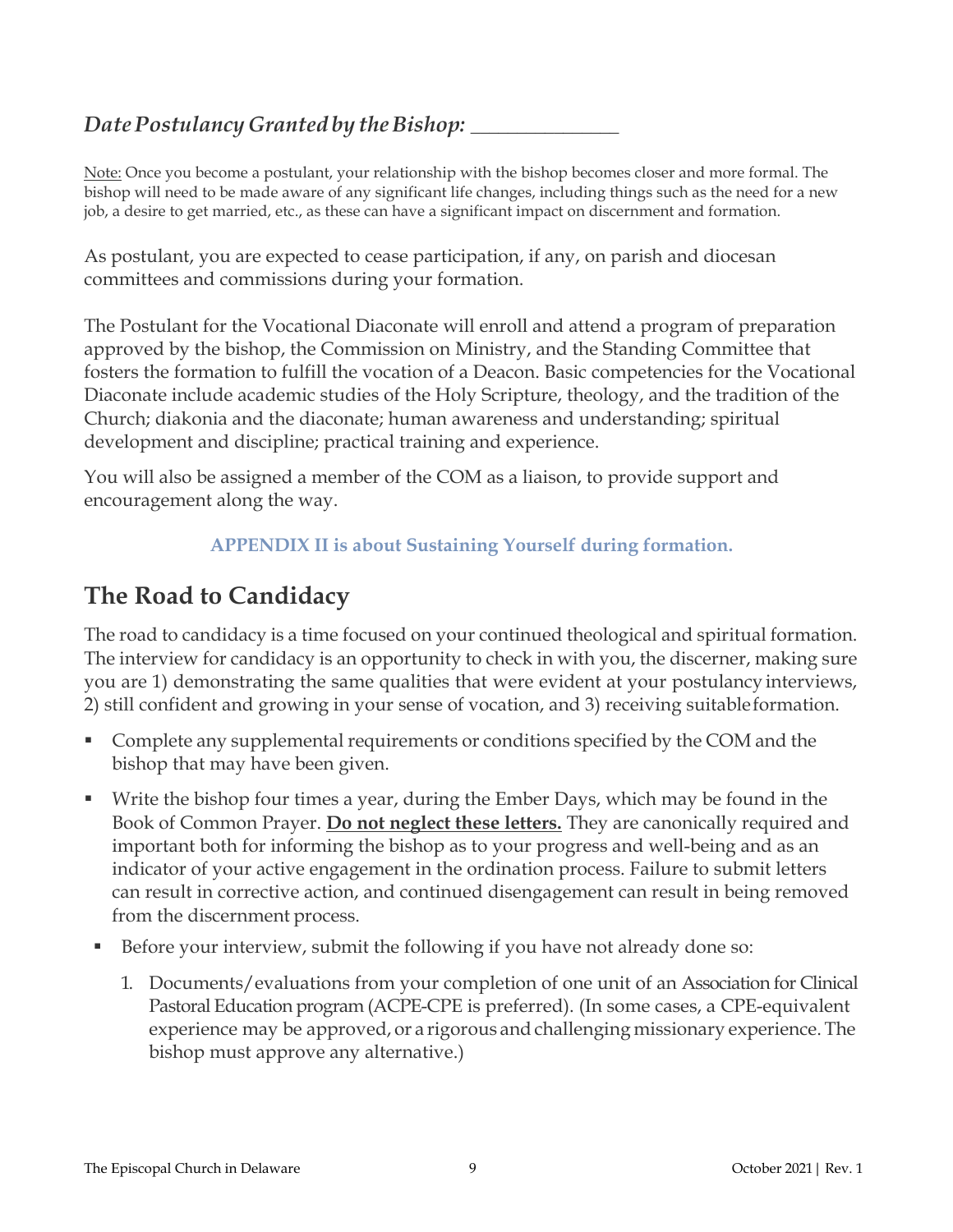*Date Postulancy Granted by the Bishop: _______________*

Note: Once you become a postulant, your relationship with the bishop becomes closer and more formal. The bishop will need to be made aware of any significant life changes, including things such as the need for a new job, a desire to get married, etc., as these can have a significant impact on discernment and formation.

As postulant, you are expected to cease participation, if any, on parish and diocesan committees and commissions during your formation.

The Postulant for the Vocational Diaconate will enroll and attend a program of preparation approved by the bishop, the Commission on Ministry, and the Standing Committee that fosters the formation to fulfill the vocation of a Deacon. Basic competencies for the Vocational Diaconate include academic studies of the Holy Scripture, theology, and the tradition of the Church; diakonia and the diaconate; human awareness and understanding; spiritual development and discipline; practical training and experience.

You will also be assigned a member of the COM as a liaison, to provide support and encouragement along the way.

**APPENDIX II is about Sustaining Yourself during formation.**

## The Road to Candidacy

The road to candidacy is a time focused on your continued theological and spiritual formation. The interview for candidacy is an opportunity to check in with you, the discerner, making sure you are 1) demonstrating the same qualities that were evident at your postulancy interviews, 2) still confident and growing in your sense of vocation, and 3) receiving suitable formation.

- Complete any supplemental requirements or conditions specified by the COM and the bishop that may have been given.
- Write the bishop four times a year, during the Ember Days, which may be found in the Book of Common Prayer. **Do not neglect these letters.** They are canonically required and important both for informing the bishop as to your progress and well-being and as an indicator of your active engagement in the ordination process. Failure to submit letters can result in corrective action, and continued disengagement can result in being removed from the discernment process.
- Before your interview, submit the following if you have not already done so:
  1. Documents/evaluations from your completion of one unit of an Association for Clinical Pastoral Education program (ACPE-CPE is preferred). (In some cases, a CPE-equivalent experience may be approved, or a rigorous and challenging missionary experience. The bishop must approve any alternative.)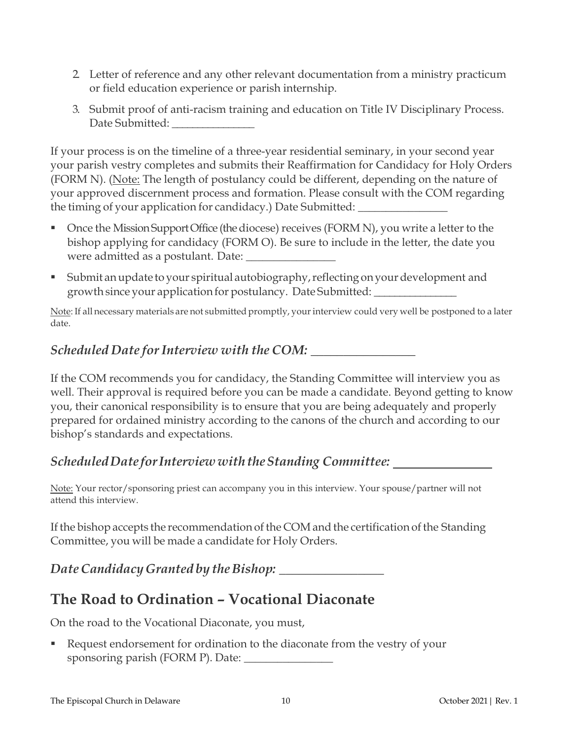2. Letter of reference and any other relevant documentation from a ministry practicum or field education experience or parish internship.
3. Submit proof of anti-racism training and education on Title IV Disciplinary Process. Date Submitted: _______________

If your process is on the timeline of a three-year residential seminary, in your second year your parish vestry completes and submits their Reaffirmation for Candidacy for Holy Orders (FORM N). (Note: The length of postulancy could be different, depending on the nature of your approved discernment process and formation. Please consult with the COM regarding the timing of your application for candidacy.) Date Submitted: ________________

- Once the Mission Support Office (the diocese) receives (FORM N), you write a letter to the bishop applying for candidacy (FORM O). Be sure to include in the letter, the date you were admitted as a postulant. Date: ________________
- Submit an update to your spiritual autobiography, reflecting on your development and growth since your application for postulancy. Date Submitted: _______________

Note: If all necessary materials are not submitted promptly, your interview could very well be postponed to a later date.

### *Scheduled Date for Interview with the COM: ________________*

If the COM recommends you for candidacy, the Standing Committee will interview you as well. Their approval is required before you can be made a candidate. Beyond getting to know you, their canonical responsibility is to ensure that you are being adequately and properly prepared for ordained ministry according to the canons of the church and according to our bishop's standards and expectations.

### *Scheduled Date for Interview with the Standing Committee: _______________*

Note: Your rector/sponsoring priest can accompany you in this interview. Your spouse/partner will not attend this interview.

If the bishop accepts the recommendation of the COM and the certification of the Standing Committee, you will be made a candidate for Holy Orders.

### *Date Candidacy Granted by the Bishop: ________________*

## The Road to Ordination – Vocational Diaconate

On the road to the Vocational Diaconate, you must,

- Request endorsement for ordination to the diaconate from the vestry of your sponsoring parish (FORM P). Date: ________________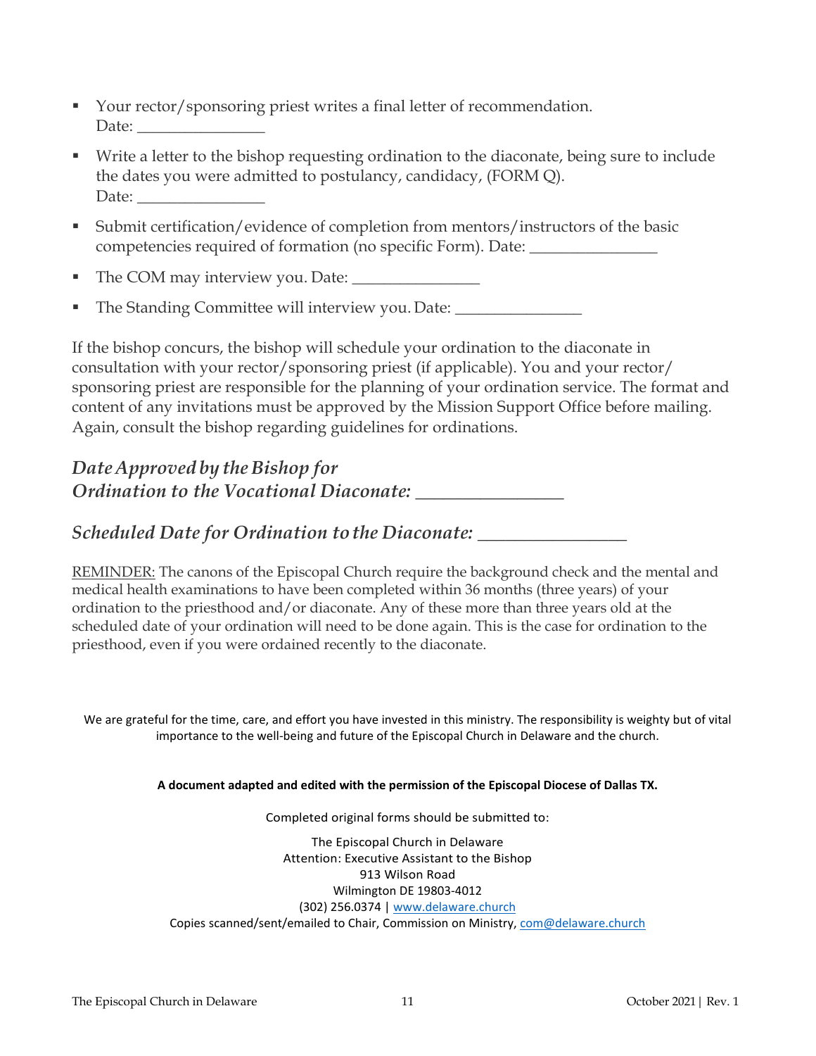- Your rector/sponsoring priest writes a final letter of recommendation.
  Date: ________________
- Write a letter to the bishop requesting ordination to the diaconate, being sure to include the dates you were admitted to postulancy, candidacy, (FORM Q).
  Date: ________________
- Submit certification/evidence of completion from mentors/instructors of the basic competencies required of formation (no specific Form). Date: ________________
- The COM may interview you. Date: ________________
- The Standing Committee will interview you. Date: ________________

If the bishop concurs, the bishop will schedule your ordination to the diaconate in consultation with your rector/sponsoring priest (if applicable). You and your rector/ sponsoring priest are responsible for the planning of your ordination service. The format and content of any invitations must be approved by the Mission Support Office before mailing. Again, consult the bishop regarding guidelines for ordinations.

### *Date Approved by the Bishop for Ordination to the Vocational Diaconate:* ________________

### *Scheduled Date for Ordination to the Diaconate:* ________________

<u>REMINDER:</u> The canons of the Episcopal Church require the background check and the mental and medical health examinations to have been completed within 36 months (three years) of your ordination to the priesthood and/or diaconate. Any of these more than three years old at the scheduled date of your ordination will need to be done again. This is the case for ordination to the priesthood, even if you were ordained recently to the diaconate.

We are grateful for the time, care, and effort you have invested in this ministry. The responsibility is weighty but of vital importance to the well-being and future of the Episcopal Church in Delaware and the church.

**A document adapted and edited with the permission of the Episcopal Diocese of Dallas TX.**

Completed original forms should be submitted to:

The Episcopal Church in Delaware
Attention: Executive Assistant to the Bishop
913 Wilson Road
Wilmington DE 19803-4012
(302) 256.0374 | www.delaware.church
Copies scanned/sent/emailed to Chair, Commission on Ministry, com@delaware.church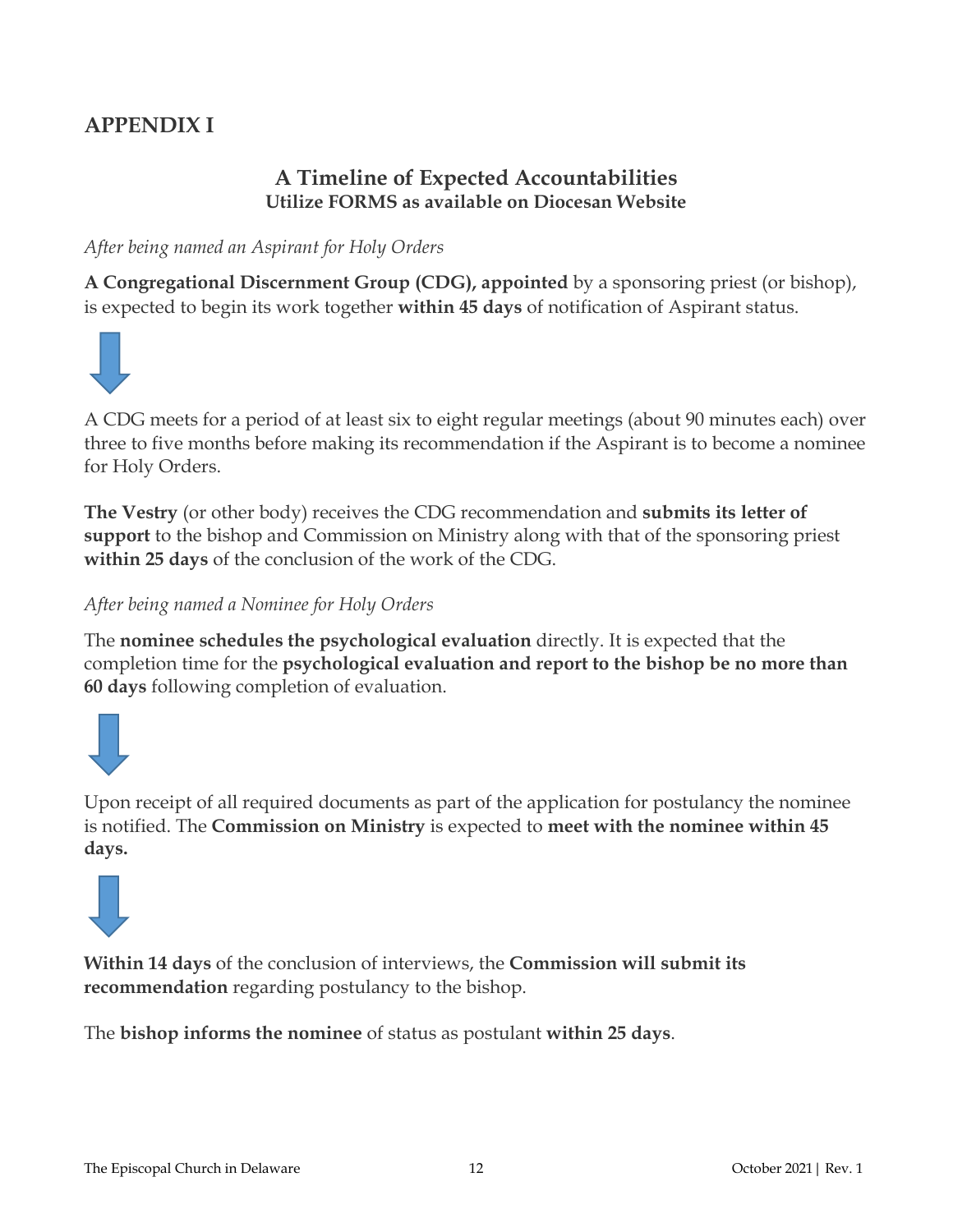## APPENDIX I

### A Timeline of Expected Accountabilities

**Utilize FORMS as available on Diocesan Website**

*After being named an Aspirant for Holy Orders*

**A Congregational Discernment Group (CDG), appointed** by a sponsoring priest (or bishop), is expected to begin its work together **within 45 days** of notification of Aspirant status.

A CDG meets for a period of at least six to eight regular meetings (about 90 minutes each) over three to five months before making its recommendation if the Aspirant is to become a nominee for Holy Orders.

**The Vestry** (or other body) receives the CDG recommendation and **submits its letter of support** to the bishop and Commission on Ministry along with that of the sponsoring priest **within 25 days** of the conclusion of the work of the CDG.

*After being named a Nominee for Holy Orders*

The **nominee schedules the psychological evaluation** directly. It is expected that the completion time for the **psychological evaluation and report to the bishop be no more than 60 days** following completion of evaluation.

Upon receipt of all required documents as part of the application for postulancy the nominee is notified. The **Commission on Ministry** is expected to **meet with the nominee within 45 days.**

**Within 14 days** of the conclusion of interviews, the **Commission will submit its recommendation** regarding postulancy to the bishop.

The **bishop informs the nominee** of status as postulant **within 25 days**.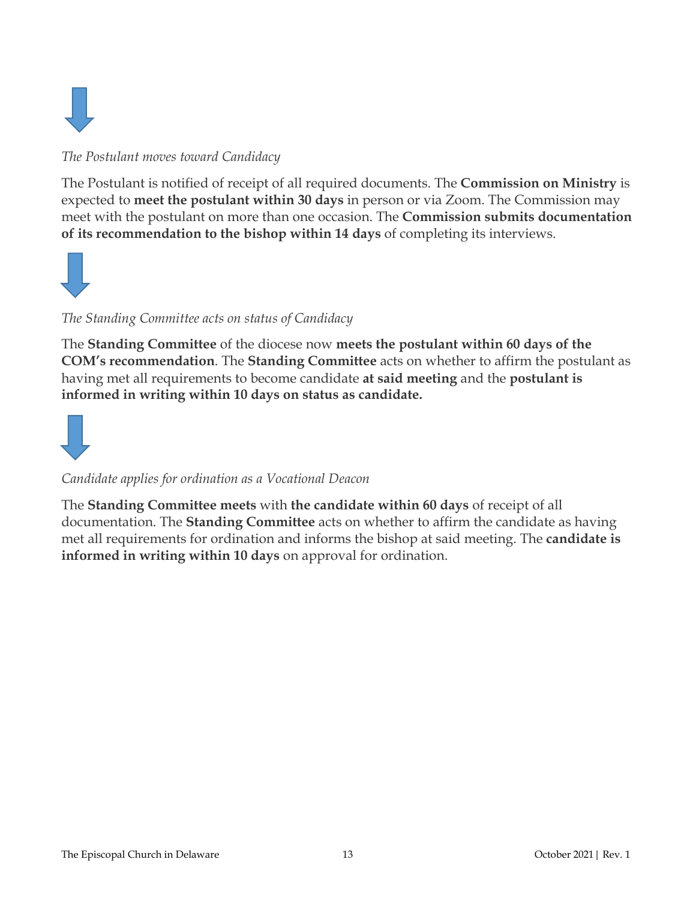*The Postulant moves toward Candidacy*

The Postulant is notified of receipt of all required documents. The **Commission on Ministry** is expected to **meet the postulant within 30 days** in person or via Zoom. The Commission may meet with the postulant on more than one occasion. The **Commission submits documentation of its recommendation to the bishop within 14 days** of completing its interviews.

*The Standing Committee acts on status of Candidacy*

The **Standing Committee** of the diocese now **meets the postulant within 60 days of the COM's recommendation**. The **Standing Committee** acts on whether to affirm the postulant as having met all requirements to become candidate **at said meeting** and the **postulant is informed in writing within 10 days on status as candidate.**

*Candidate applies for ordination as a Vocational Deacon*

The **Standing Committee meets** with **the candidate within 60 days** of receipt of all documentation. The **Standing Committee** acts on whether to affirm the candidate as having met all requirements for ordination and informs the bishop at said meeting. The **candidate is informed in writing within 10 days** on approval for ordination.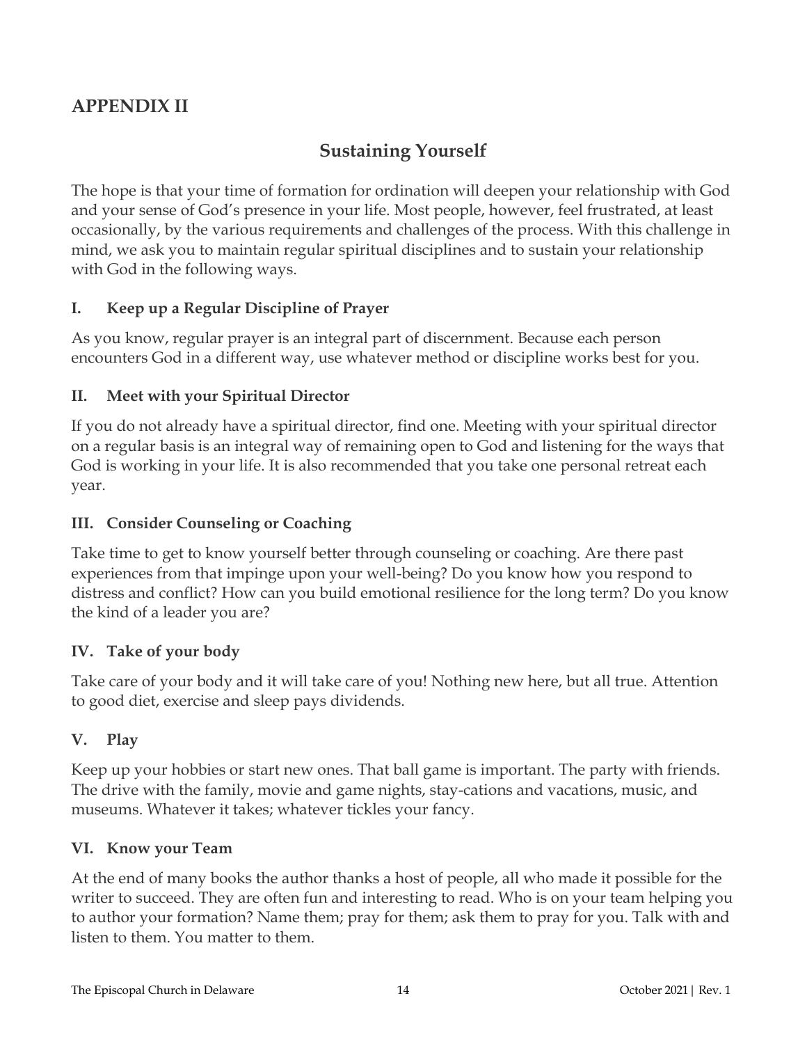## APPENDIX II

### Sustaining Yourself

The hope is that your time of formation for ordination will deepen your relationship with God and your sense of God's presence in your life. Most people, however, feel frustrated, at least occasionally, by the various requirements and challenges of the process. With this challenge in mind, we ask you to maintain regular spiritual disciplines and to sustain your relationship with God in the following ways.

#### I. Keep up a Regular Discipline of Prayer

As you know, regular prayer is an integral part of discernment. Because each person encounters God in a different way, use whatever method or discipline works best for you.

#### II. Meet with your Spiritual Director

If you do not already have a spiritual director, find one. Meeting with your spiritual director on a regular basis is an integral way of remaining open to God and listening for the ways that God is working in your life. It is also recommended that you take one personal retreat each year.

#### III. Consider Counseling or Coaching

Take time to get to know yourself better through counseling or coaching. Are there past experiences from that impinge upon your well-being? Do you know how you respond to distress and conflict? How can you build emotional resilience for the long term? Do you know the kind of a leader you are?

#### IV. Take of your body

Take care of your body and it will take care of you! Nothing new here, but all true. Attention to good diet, exercise and sleep pays dividends.

#### V. Play

Keep up your hobbies or start new ones. That ball game is important. The party with friends. The drive with the family, movie and game nights, stay-cations and vacations, music, and museums. Whatever it takes; whatever tickles your fancy.

#### VI. Know your Team

At the end of many books the author thanks a host of people, all who made it possible for the writer to succeed. They are often fun and interesting to read. Who is on your team helping you to author your formation? Name them; pray for them; ask them to pray for you. Talk with and listen to them. You matter to them.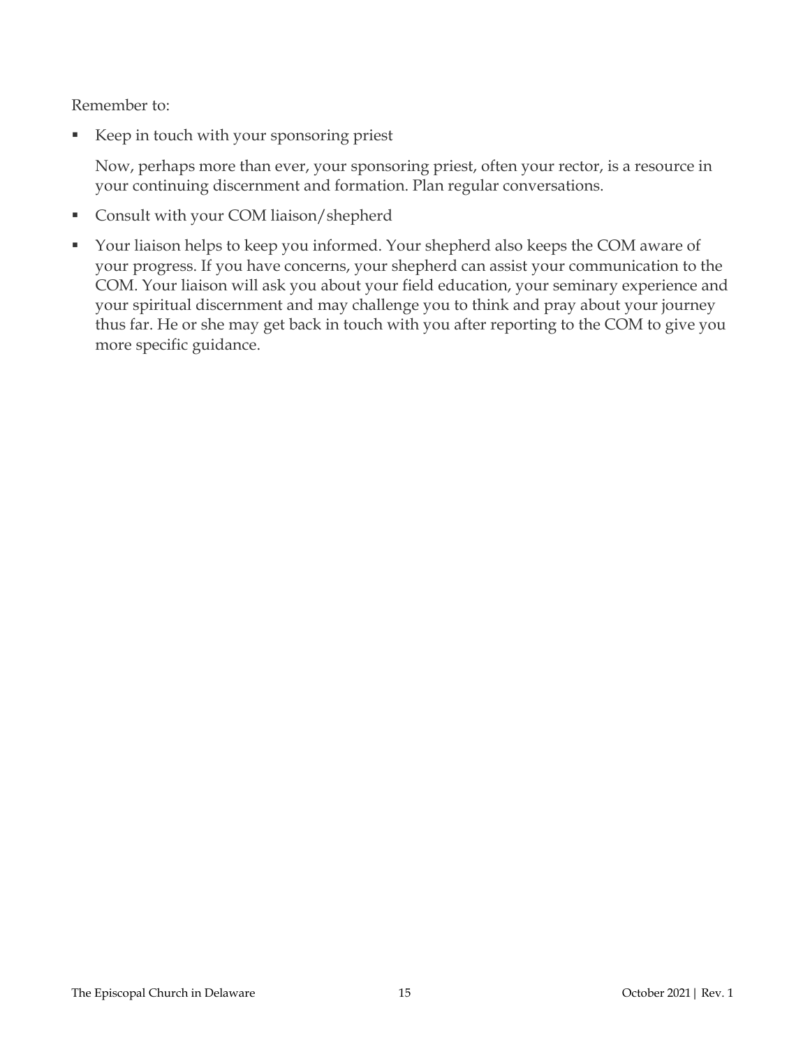Remember to:

- Keep in touch with your sponsoring priest

  Now, perhaps more than ever, your sponsoring priest, often your rector, is a resource in your continuing discernment and formation. Plan regular conversations.

- Consult with your COM liaison/shepherd
- Your liaison helps to keep you informed. Your shepherd also keeps the COM aware of your progress. If you have concerns, your shepherd can assist your communication to the COM. Your liaison will ask you about your field education, your seminary experience and your spiritual discernment and may challenge you to think and pray about your journey thus far. He or she may get back in touch with you after reporting to the COM to give you more specific guidance.